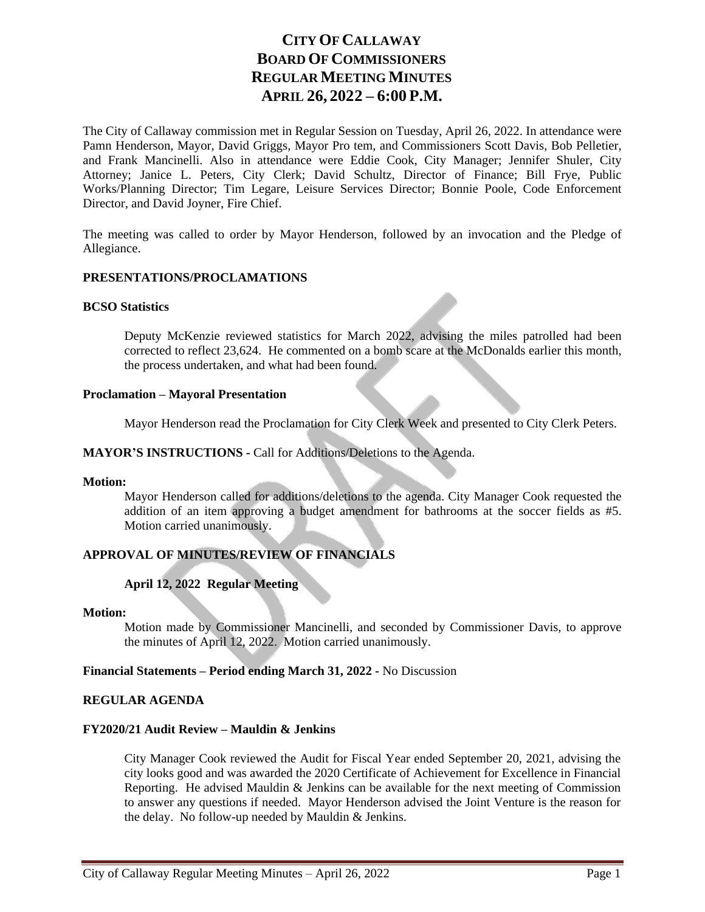# CITY OF CALLAWAY
# BOARD OF COMMISSIONERS
# REGULAR MEETING MINUTES
# APRIL 26, 2022 – 6:00 P.M.

The City of Callaway commission met in Regular Session on Tuesday, April 26, 2022. In attendance were Pamn Henderson, Mayor, David Griggs, Mayor Pro tem, and Commissioners Scott Davis, Bob Pelletier, and Frank Mancinelli. Also in attendance were Eddie Cook, City Manager; Jennifer Shuler, City Attorney; Janice L. Peters, City Clerk; David Schultz, Director of Finance; Bill Frye, Public Works/Planning Director; Tim Legare, Leisure Services Director; Bonnie Poole, Code Enforcement Director, and David Joyner, Fire Chief.

The meeting was called to order by Mayor Henderson, followed by an invocation and the Pledge of Allegiance.

**PRESENTATIONS/PROCLAMATIONS**

**BCSO Statistics**

Deputy McKenzie reviewed statistics for March 2022, advising the miles patrolled had been corrected to reflect 23,624. He commented on a bomb scare at the McDonalds earlier this month, the process undertaken, and what had been found.

**Proclamation – Mayoral Presentation**

Mayor Henderson read the Proclamation for City Clerk Week and presented to City Clerk Peters.

**MAYOR'S INSTRUCTIONS -** Call for Additions/Deletions to the Agenda.

**Motion:**

Mayor Henderson called for additions/deletions to the agenda. City Manager Cook requested the addition of an item approving a budget amendment for bathrooms at the soccer fields as #5. Motion carried unanimously.

**APPROVAL OF MINUTES/REVIEW OF FINANCIALS**

**April 12, 2022 Regular Meeting**

**Motion:**

Motion made by Commissioner Mancinelli, and seconded by Commissioner Davis, to approve the minutes of April 12, 2022. Motion carried unanimously.

**Financial Statements – Period ending March 31, 2022 -** No Discussion

**REGULAR AGENDA**

**FY2020/21 Audit Review – Mauldin & Jenkins**

City Manager Cook reviewed the Audit for Fiscal Year ended September 20, 2021, advising the city looks good and was awarded the 2020 Certificate of Achievement for Excellence in Financial Reporting. He advised Mauldin & Jenkins can be available for the next meeting of Commission to answer any questions if needed. Mayor Henderson advised the Joint Venture is the reason for the delay. No follow-up needed by Mauldin & Jenkins.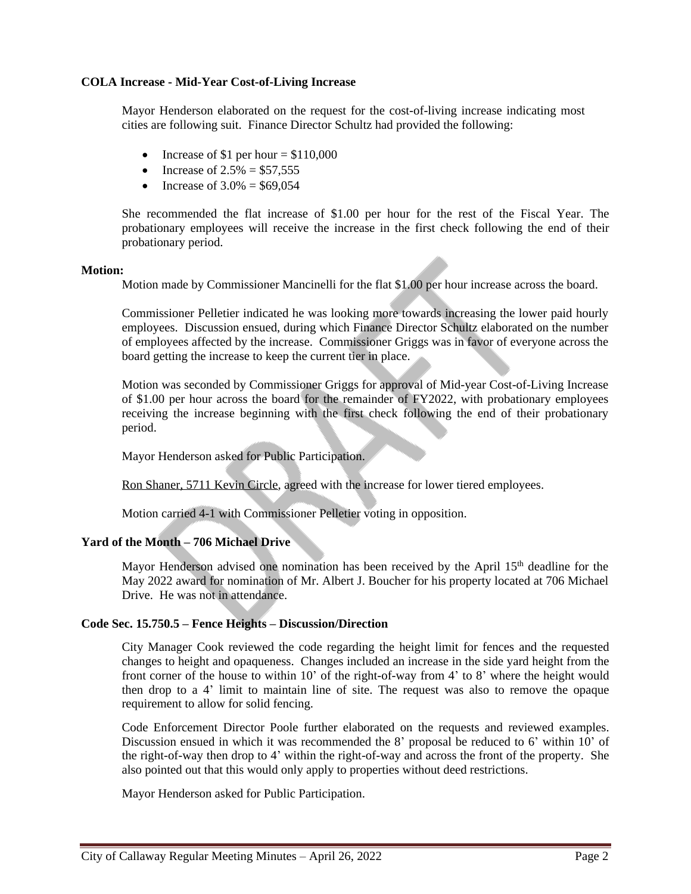**COLA Increase - Mid-Year Cost-of-Living Increase**

Mayor Henderson elaborated on the request for the cost-of-living increase indicating most cities are following suit. Finance Director Schultz had provided the following:

- Increase of $1 per hour = $110,000
- Increase of 2.5% = $57,555
- Increase of 3.0% = $69,054

She recommended the flat increase of $1.00 per hour for the rest of the Fiscal Year. The probationary employees will receive the increase in the first check following the end of their probationary period.

**Motion:**

Motion made by Commissioner Mancinelli for the flat $1.00 per hour increase across the board.

Commissioner Pelletier indicated he was looking more towards increasing the lower paid hourly employees. Discussion ensued, during which Finance Director Schultz elaborated on the number of employees affected by the increase. Commissioner Griggs was in favor of everyone across the board getting the increase to keep the current tier in place.

Motion was seconded by Commissioner Griggs for approval of Mid-year Cost-of-Living Increase of $1.00 per hour across the board for the remainder of FY2022, with probationary employees receiving the increase beginning with the first check following the end of their probationary period.

Mayor Henderson asked for Public Participation.

Ron Shaner, 5711 Kevin Circle, agreed with the increase for lower tiered employees.

Motion carried 4-1 with Commissioner Pelletier voting in opposition.

**Yard of the Month – 706 Michael Drive**

Mayor Henderson advised one nomination has been received by the April 15th deadline for the May 2022 award for nomination of Mr. Albert J. Boucher for his property located at 706 Michael Drive. He was not in attendance.

**Code Sec. 15.750.5 – Fence Heights – Discussion/Direction**

City Manager Cook reviewed the code regarding the height limit for fences and the requested changes to height and opaqueness. Changes included an increase in the side yard height from the front corner of the house to within 10' of the right-of-way from 4' to 8' where the height would then drop to a 4' limit to maintain line of site. The request was also to remove the opaque requirement to allow for solid fencing.

Code Enforcement Director Poole further elaborated on the requests and reviewed examples. Discussion ensued in which it was recommended the 8' proposal be reduced to 6' within 10' of the right-of-way then drop to 4' within the right-of-way and across the front of the property. She also pointed out that this would only apply to properties without deed restrictions.

Mayor Henderson asked for Public Participation.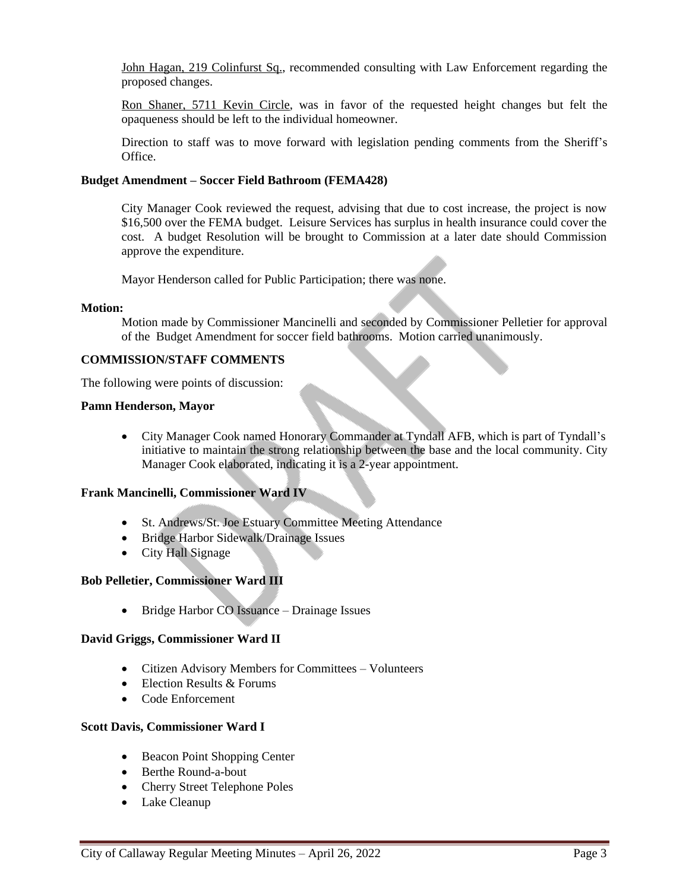John Hagan, 219 Colinfurst Sq., recommended consulting with Law Enforcement regarding the proposed changes.

Ron Shaner, 5711 Kevin Circle, was in favor of the requested height changes but felt the opaqueness should be left to the individual homeowner.

Direction to staff was to move forward with legislation pending comments from the Sheriff's Office.

**Budget Amendment – Soccer Field Bathroom (FEMA428)**

City Manager Cook reviewed the request, advising that due to cost increase, the project is now \$16,500 over the FEMA budget. Leisure Services has surplus in health insurance could cover the cost. A budget Resolution will be brought to Commission at a later date should Commission approve the expenditure.

Mayor Henderson called for Public Participation; there was none.

**Motion:**

Motion made by Commissioner Mancinelli and seconded by Commissioner Pelletier for approval of the Budget Amendment for soccer field bathrooms. Motion carried unanimously.

**COMMISSION/STAFF COMMENTS**

The following were points of discussion:

**Pamn Henderson, Mayor**

- City Manager Cook named Honorary Commander at Tyndall AFB, which is part of Tyndall's initiative to maintain the strong relationship between the base and the local community. City Manager Cook elaborated, indicating it is a 2-year appointment.

**Frank Mancinelli, Commissioner Ward IV**

- St. Andrews/St. Joe Estuary Committee Meeting Attendance
- Bridge Harbor Sidewalk/Drainage Issues
- City Hall Signage

**Bob Pelletier, Commissioner Ward III**

- Bridge Harbor CO Issuance – Drainage Issues

**David Griggs, Commissioner Ward II**

- Citizen Advisory Members for Committees – Volunteers
- Election Results & Forums
- Code Enforcement

**Scott Davis, Commissioner Ward I**

- Beacon Point Shopping Center
- Berthe Round-a-bout
- Cherry Street Telephone Poles
- Lake Cleanup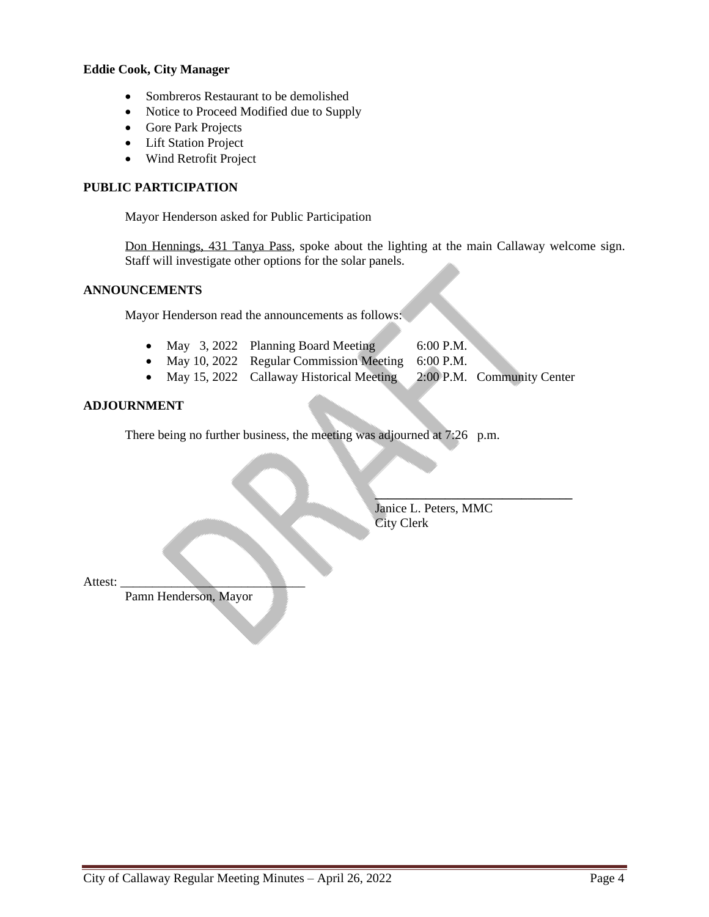**Eddie Cook, City Manager**

- Sombreros Restaurant to be demolished
- Notice to Proceed Modified due to Supply
- Gore Park Projects
- Lift Station Project
- Wind Retrofit Project

**PUBLIC PARTICIPATION**

Mayor Henderson asked for Public Participation

Don Hennings, 431 Tanya Pass, spoke about the lighting at the main Callaway welcome sign. Staff will investigate other options for the solar panels.

**ANNOUNCEMENTS**

Mayor Henderson read the announcements as follows:

- May 3, 2022 Planning Board Meeting 6:00 P.M.
- May 10, 2022 Regular Commission Meeting 6:00 P.M.
- May 15, 2022 Callaway Historical Meeting 2:00 P.M. Community Center

**ADJOURNMENT**

There being no further business, the meeting was adjourned at 7:26 p.m.

_______________________________
Janice L. Peters, MMC
City Clerk

Attest: _____________________________
Pamn Henderson, Mayor

DRAFT